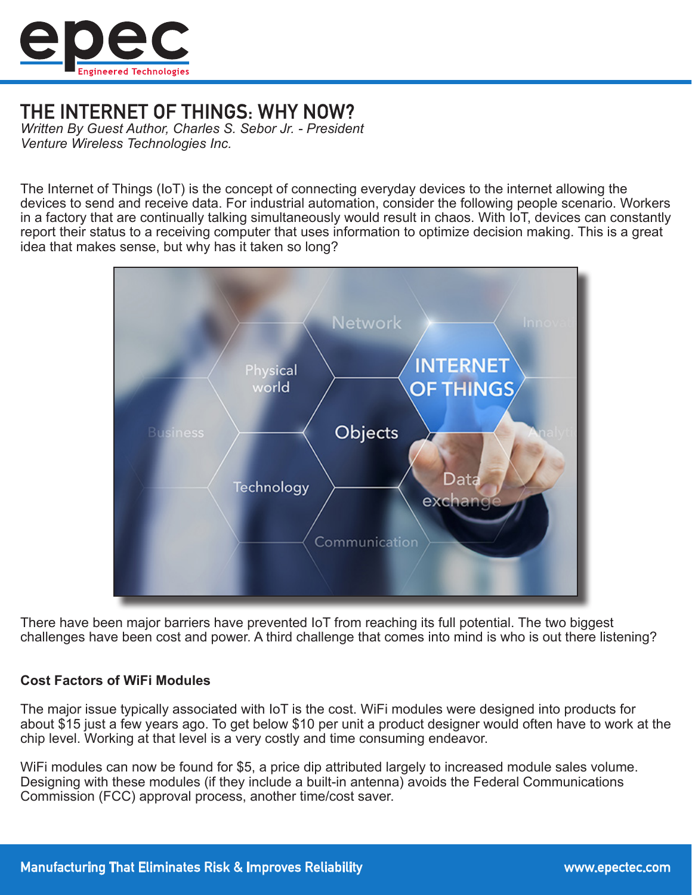# THE INTERNET OF THINGS: WHY NOW?

*Written By Guest Author, Charles S. Sebor Jr. - President*
*Venture Wireless Technologies Inc.*

The Internet of Things (IoT) is the concept of connecting everyday devices to the internet allowing the devices to send and receive data. For industrial automation, consider the following people scenario. Workers in a factory that are continually talking simultaneously would result in chaos. With IoT, devices can constantly report their status to a receiving computer that uses information to optimize decision making. This is a great idea that makes sense, but why has it taken so long?

There have been major barriers have prevented IoT from reaching its full potential. The two biggest challenges have been cost and power. A third challenge that comes into mind is who is out there listening?

**Cost Factors of WiFi Modules**

The major issue typically associated with IoT is the cost. WiFi modules were designed into products for about $15 just a few years ago. To get below $10 per unit a product designer would often have to work at the chip level. Working at that level is a very costly and time consuming endeavor.

WiFi modules can now be found for $5, a price dip attributed largely to increased module sales volume. Designing with these modules (if they include a built-in antenna) avoids the Federal Communications Commission (FCC) approval process, another time/cost saver.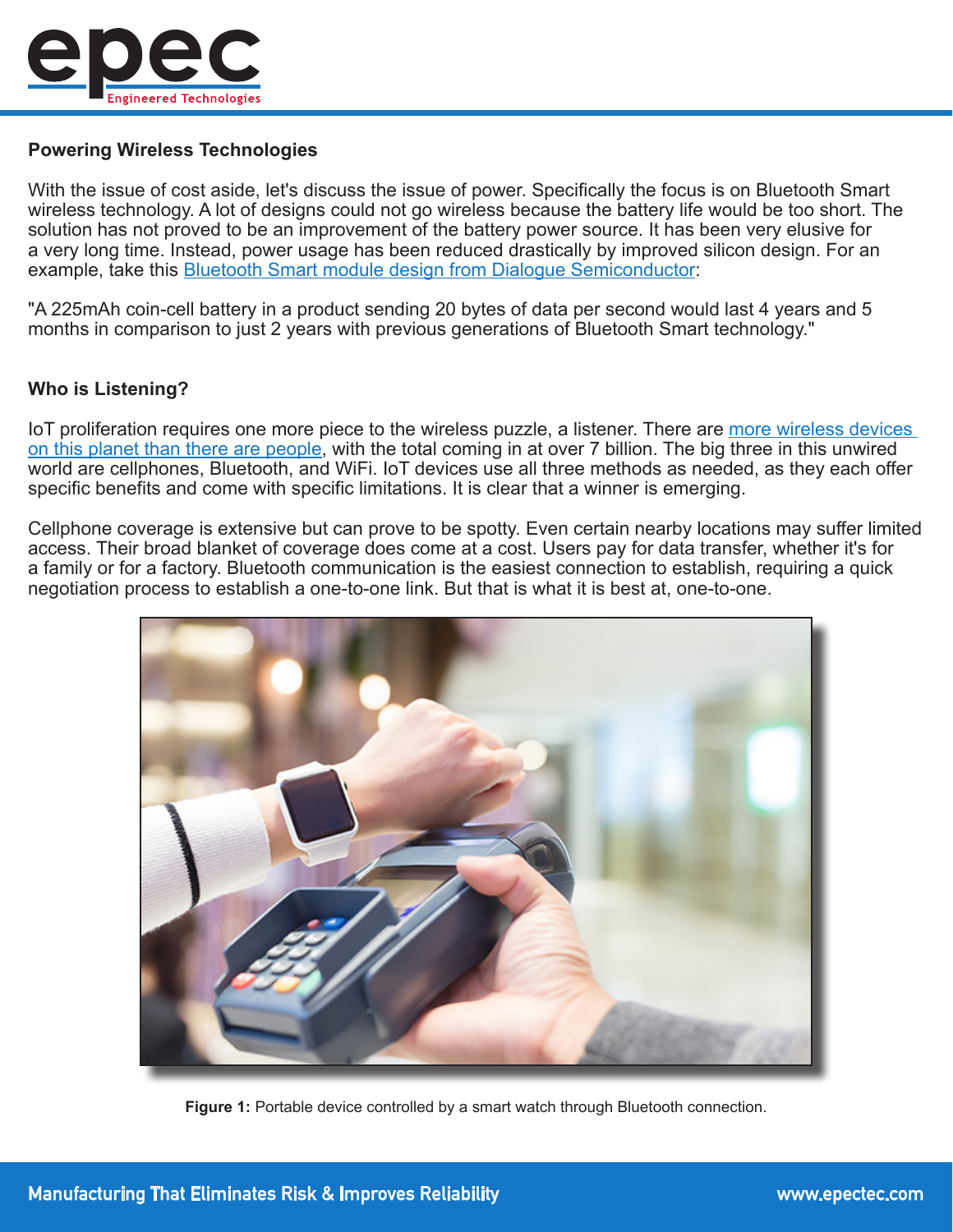## Powering Wireless Technologies

With the issue of cost aside, let's discuss the issue of power. Specifically the focus is on Bluetooth Smart wireless technology. A lot of designs could not go wireless because the battery life would be too short. The solution has not proved to be an improvement of the battery power source. It has been very elusive for a very long time. Instead, power usage has been reduced drastically by improved silicon design. For an example, take this Bluetooth Smart module design from Dialogue Semiconductor:

"A 225mAh coin-cell battery in a product sending 20 bytes of data per second would last 4 years and 5 months in comparison to just 2 years with previous generations of Bluetooth Smart technology."

## Who is Listening?

IoT proliferation requires one more piece to the wireless puzzle, a listener. There are more wireless devices on this planet than there are people, with the total coming in at over 7 billion. The big three in this unwired world are cellphones, Bluetooth, and WiFi. IoT devices use all three methods as needed, as they each offer specific benefits and come with specific limitations. It is clear that a winner is emerging.

Cellphone coverage is extensive but can prove to be spotty. Even certain nearby locations may suffer limited access. Their broad blanket of coverage does come at a cost. Users pay for data transfer, whether it's for a family or for a factory. Bluetooth communication is the easiest connection to establish, requiring a quick negotiation process to establish a one-to-one link. But that is what it is best at, one-to-one.

**Figure 1:** Portable device controlled by a smart watch through Bluetooth connection.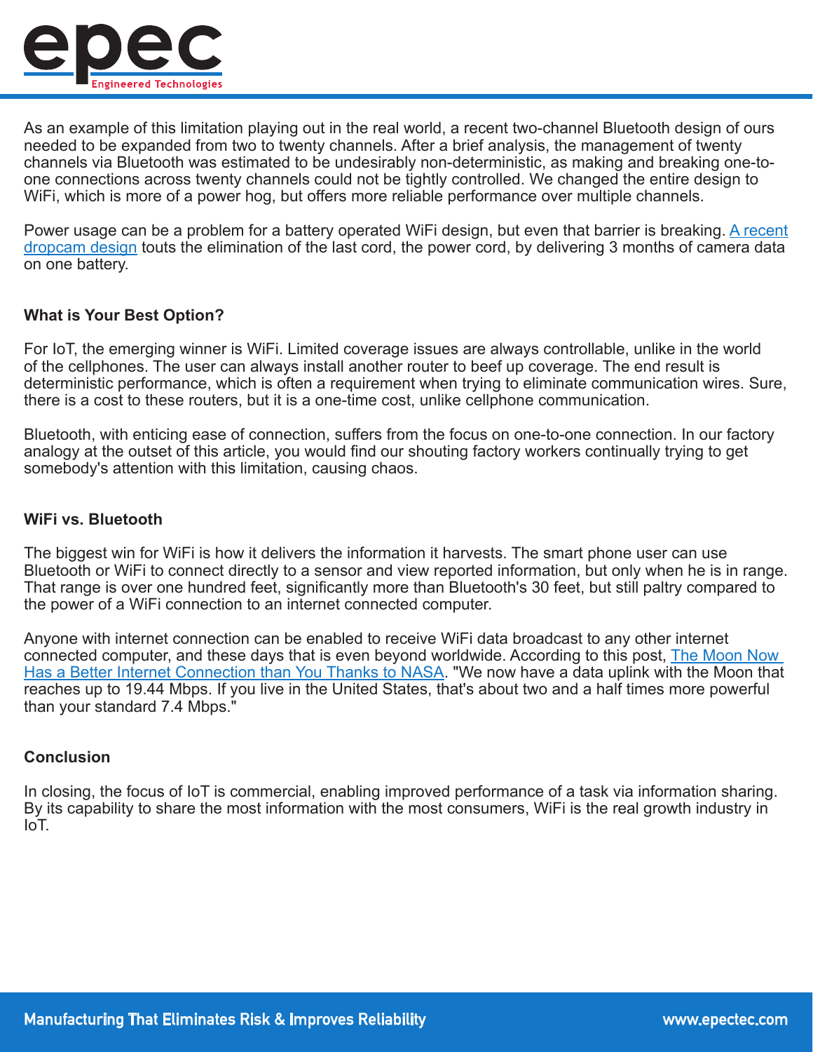As an example of this limitation playing out in the real world, a recent two-channel Bluetooth design of ours needed to be expanded from two to twenty channels. After a brief analysis, the management of twenty channels via Bluetooth was estimated to be undesirably non-deterministic, as making and breaking one-to-one connections across twenty channels could not be tightly controlled. We changed the entire design to WiFi, which is more of a power hog, but offers more reliable performance over multiple channels.

Power usage can be a problem for a battery operated WiFi design, but even that barrier is breaking. [A recent dropcam design] touts the elimination of the last cord, the power cord, by delivering 3 months of camera data on one battery.

### What is Your Best Option?

For IoT, the emerging winner is WiFi. Limited coverage issues are always controllable, unlike in the world of the cellphones. The user can always install another router to beef up coverage. The end result is deterministic performance, which is often a requirement when trying to eliminate communication wires. Sure, there is a cost to these routers, but it is a one-time cost, unlike cellphone communication.

Bluetooth, with enticing ease of connection, suffers from the focus on one-to-one connection. In our factory analogy at the outset of this article, you would find our shouting factory workers continually trying to get somebody's attention with this limitation, causing chaos.

### WiFi vs. Bluetooth

The biggest win for WiFi is how it delivers the information it harvests. The smart phone user can use Bluetooth or WiFi to connect directly to a sensor and view reported information, but only when he is in range. That range is over one hundred feet, significantly more than Bluetooth's 30 feet, but still paltry compared to the power of a WiFi connection to an internet connected computer.

Anyone with internet connection can be enabled to receive WiFi data broadcast to any other internet connected computer, and these days that is even beyond worldwide. According to this post, [The Moon Now Has a Better Internet Connection than You Thanks to NASA]. "We now have a data uplink with the Moon that reaches up to 19.44 Mbps. If you live in the United States, that's about two and a half times more powerful than your standard 7.4 Mbps."

### Conclusion

In closing, the focus of IoT is commercial, enabling improved performance of a task via information sharing. By its capability to share the most information with the most consumers, WiFi is the real growth industry in IoT.